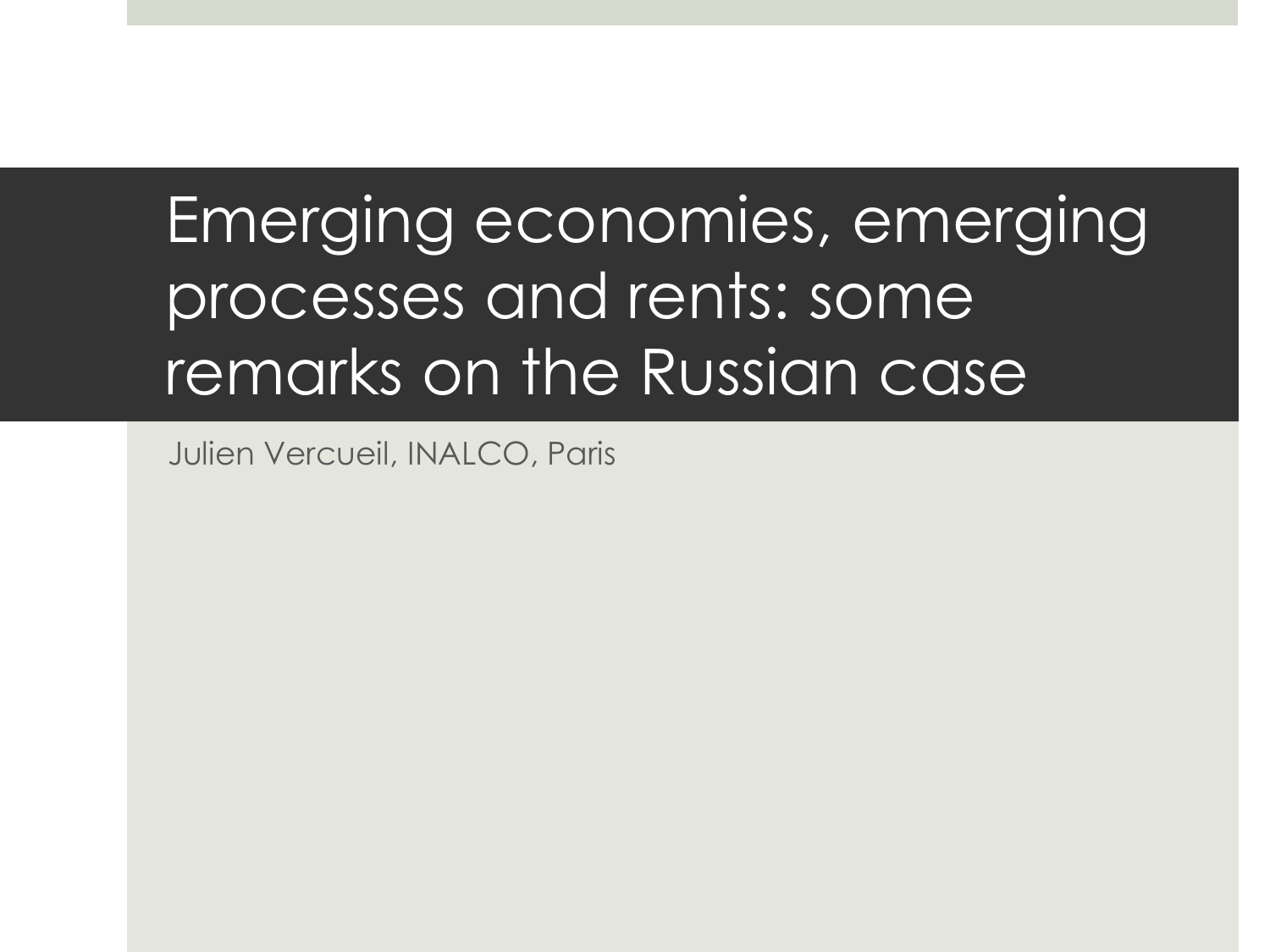# Emerging economies, emerging processes and rents: some remarks on the Russian case

Julien Vercueil, INALCO, Paris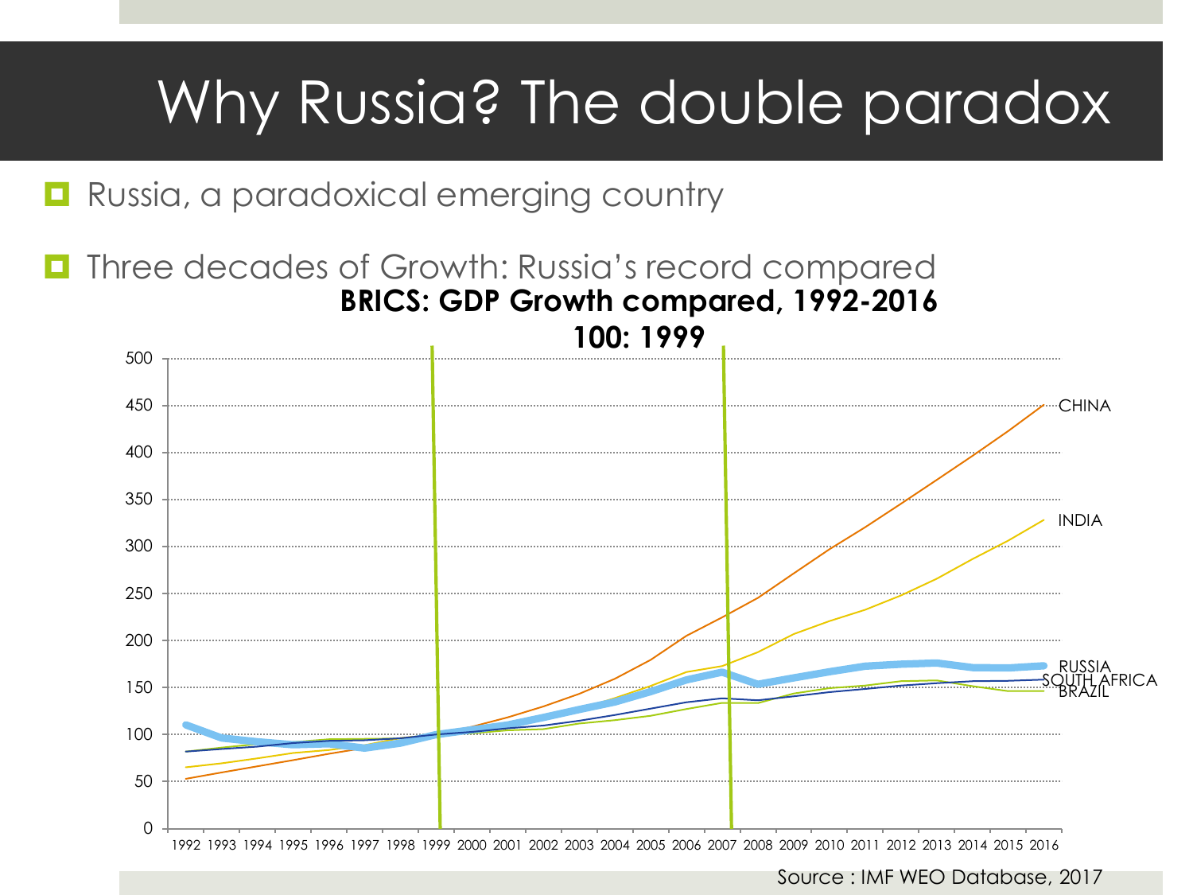# Why Russia? The double paradox

- Russia, a paradoxical emerging country
- Three decades of Growth: Russia's record compared

**BRICS: GDP Growth compared, 1992-2016**

**100: 1999**

Source : IMF WEO Database, 2017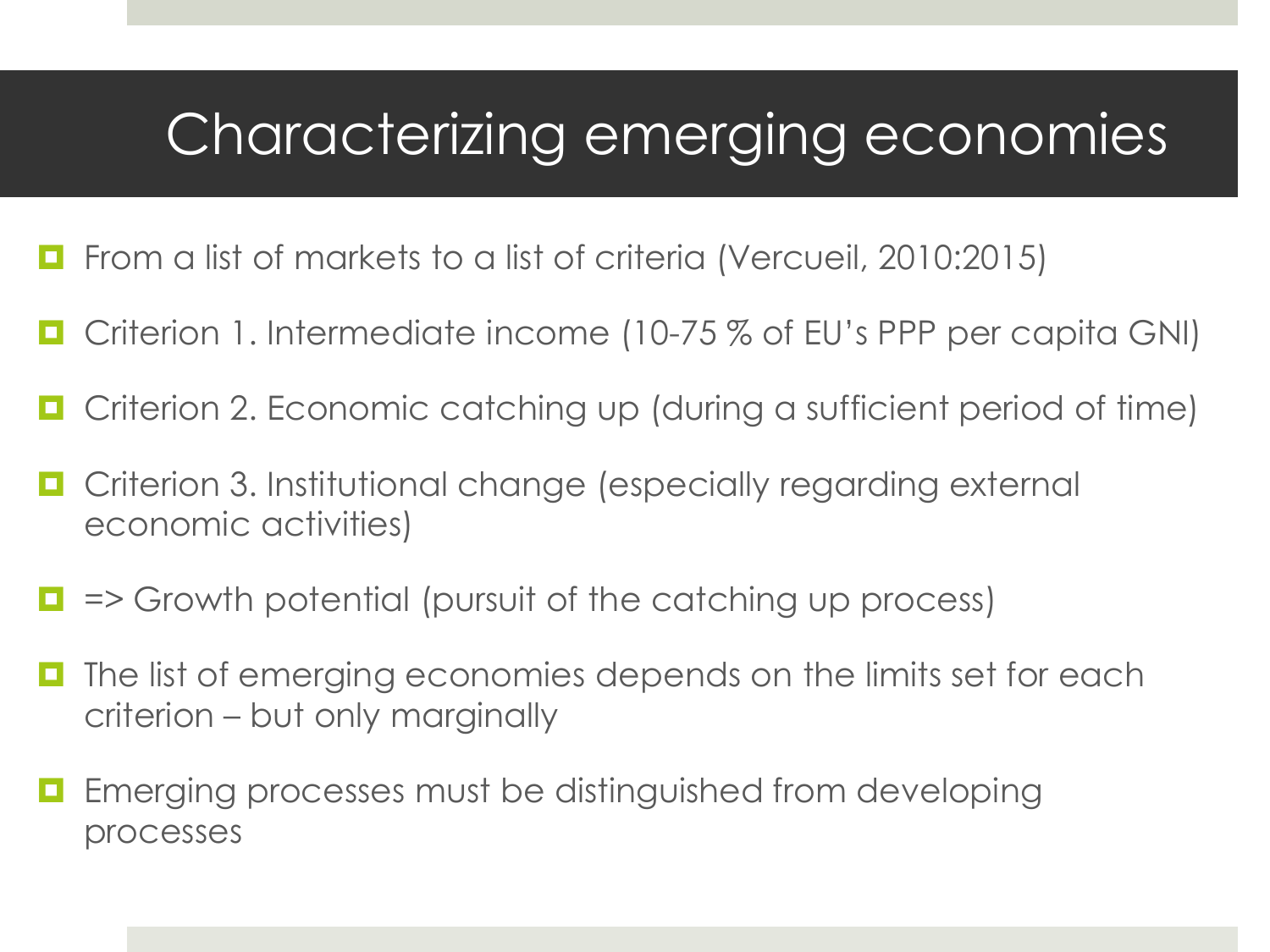# Characterizing emerging economies

- From a list of markets to a list of criteria (Vercueil, 2010:2015)
- Criterion 1. Intermediate income (10-75 % of EU's PPP per capita GNI)
- Criterion 2. Economic catching up (during a sufficient period of time)
- Criterion 3. Institutional change (especially regarding external economic activities)
- => Growth potential (pursuit of the catching up process)
- The list of emerging economies depends on the limits set for each criterion – but only marginally
- Emerging processes must be distinguished from developing processes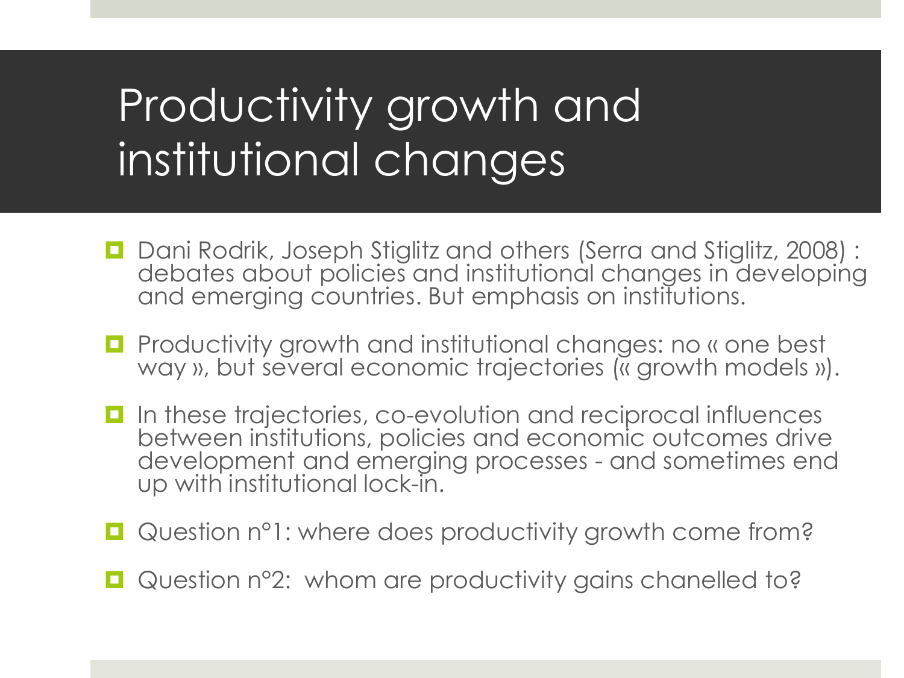# Productivity growth and institutional changes

- Dani Rodrik, Joseph Stiglitz and others (Serra and Stiglitz, 2008) : debates about policies and institutional changes in developing and emerging countries. But emphasis on institutions.
- Productivity growth and institutional changes: no « one best way », but several economic trajectories (« growth models »).
- In these trajectories, co-evolution and reciprocal influences between institutions, policies and economic outcomes drive development and emerging processes - and sometimes end up with institutional lock-in.
- Question n°1: where does productivity growth come from?
- Question n°2: whom are productivity gains chanelled to?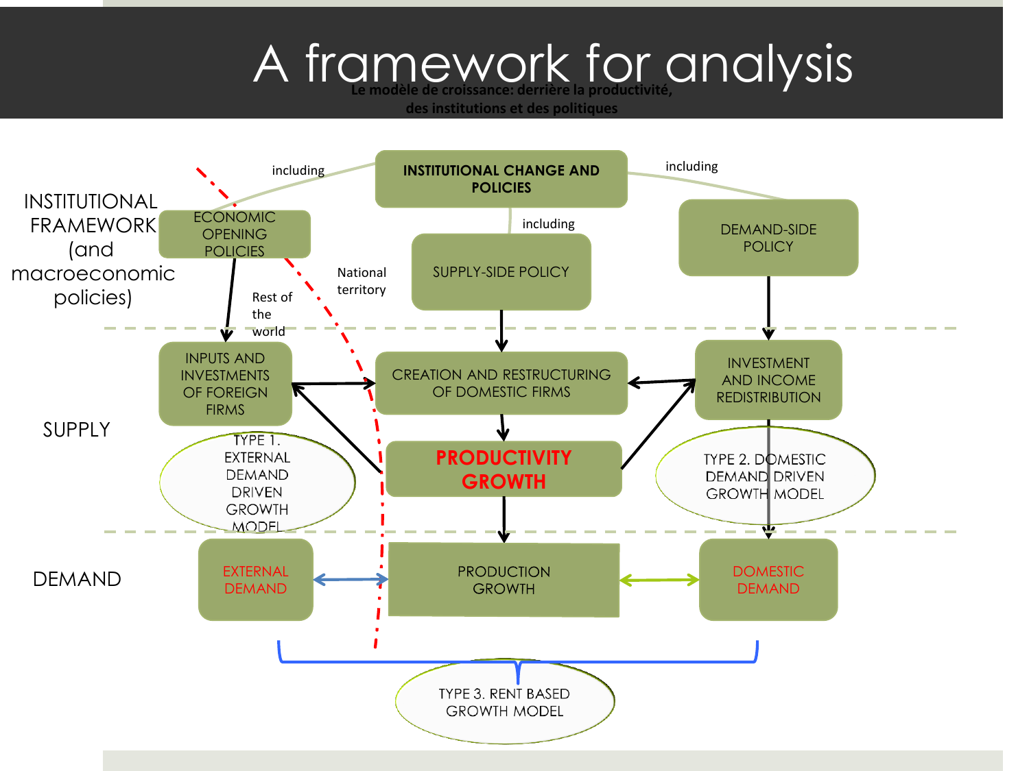# A framework for analysis

**Le modèle de croissance: derrière la productivité, des institutions et des politiques**

INSTITUTIONAL FRAMEWORK (and macroeconomic policies)

**INSTITUTIONAL CHANGE AND POLICIES**

including

ECONOMIC OPENING POLICIES

including

SUPPLY-SIDE POLICY

including

DEMAND-SIDE POLICY

Rest of the world

National territory

SUPPLY

INPUTS AND INVESTMENTS OF FOREIGN FIRMS

CREATION AND RESTRUCTURING OF DOMESTIC FIRMS

INVESTMENT AND INCOME REDISTRIBUTION

TYPE 1. EXTERNAL DEMAND DRIVEN GROWTH MODEL

**PRODUCTIVITY GROWTH**

TYPE 2. DOMESTIC DEMAND DRIVEN GROWTH MODEL

DEMAND

EXTERNAL DEMAND

PRODUCTION GROWTH

DOMESTIC DEMAND

TYPE 3. RENT BASED GROWTH MODEL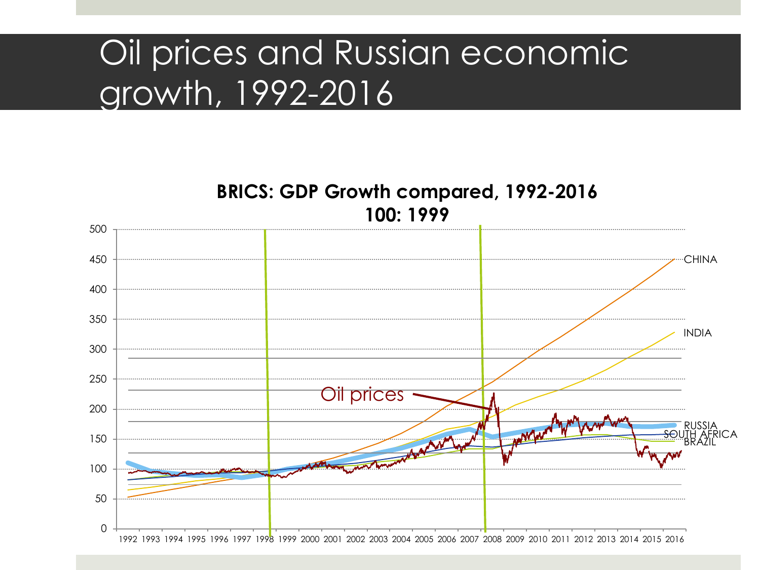# Oil prices and Russian economic growth, 1992-2016

**BRICS: GDP Growth compared, 1992-2016**
**100: 1999**

Oil prices

CHINA
INDIA
RUSSIA
SOUTH AFRICA
BRAZIL

500, 450, 400, 350, 300, 250, 200, 150, 100, 50, 0

1992 1993 1994 1995 1996 1997 1998 1999 2000 2001 2002 2003 2004 2005 2006 2007 2008 2009 2010 2011 2012 2013 2014 2015 2016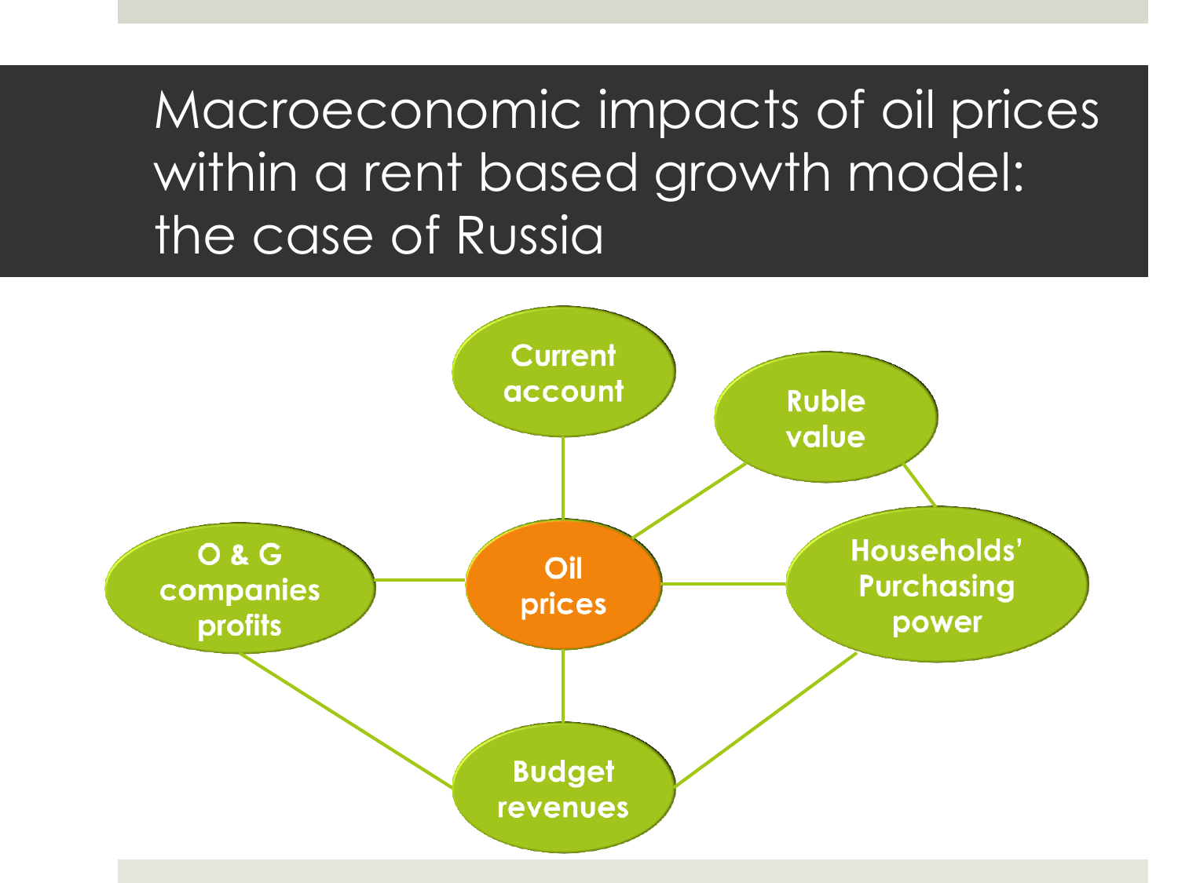# Macroeconomic impacts of oil prices within a rent based growth model: the case of Russia

- Current account
- Ruble value
- O & G companies profits
- Oil prices
- Households' Purchasing power
- Budget revenues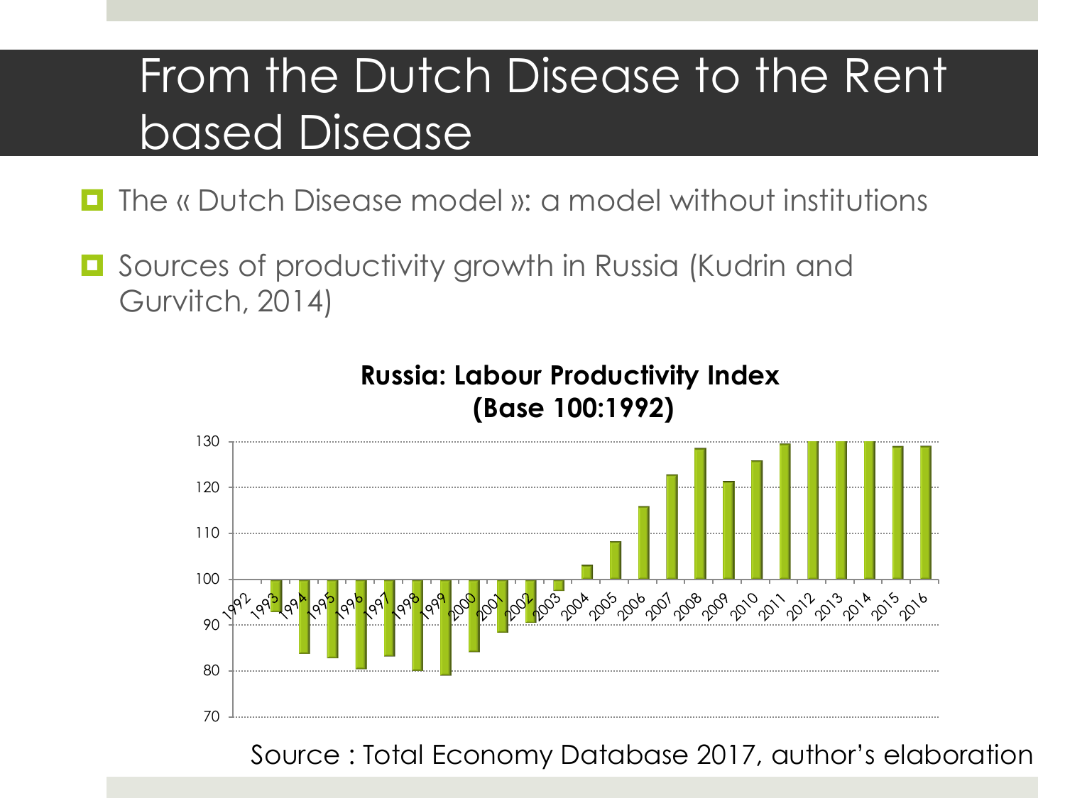# From the Dutch Disease to the Rent based Disease

- The « Dutch Disease model »: a model without institutions
- Sources of productivity growth in Russia (Kudrin and Gurvitch, 2014)

**Russia: Labour Productivity Index (Base 100:1992)**

Source : Total Economy Database 2017, author's elaboration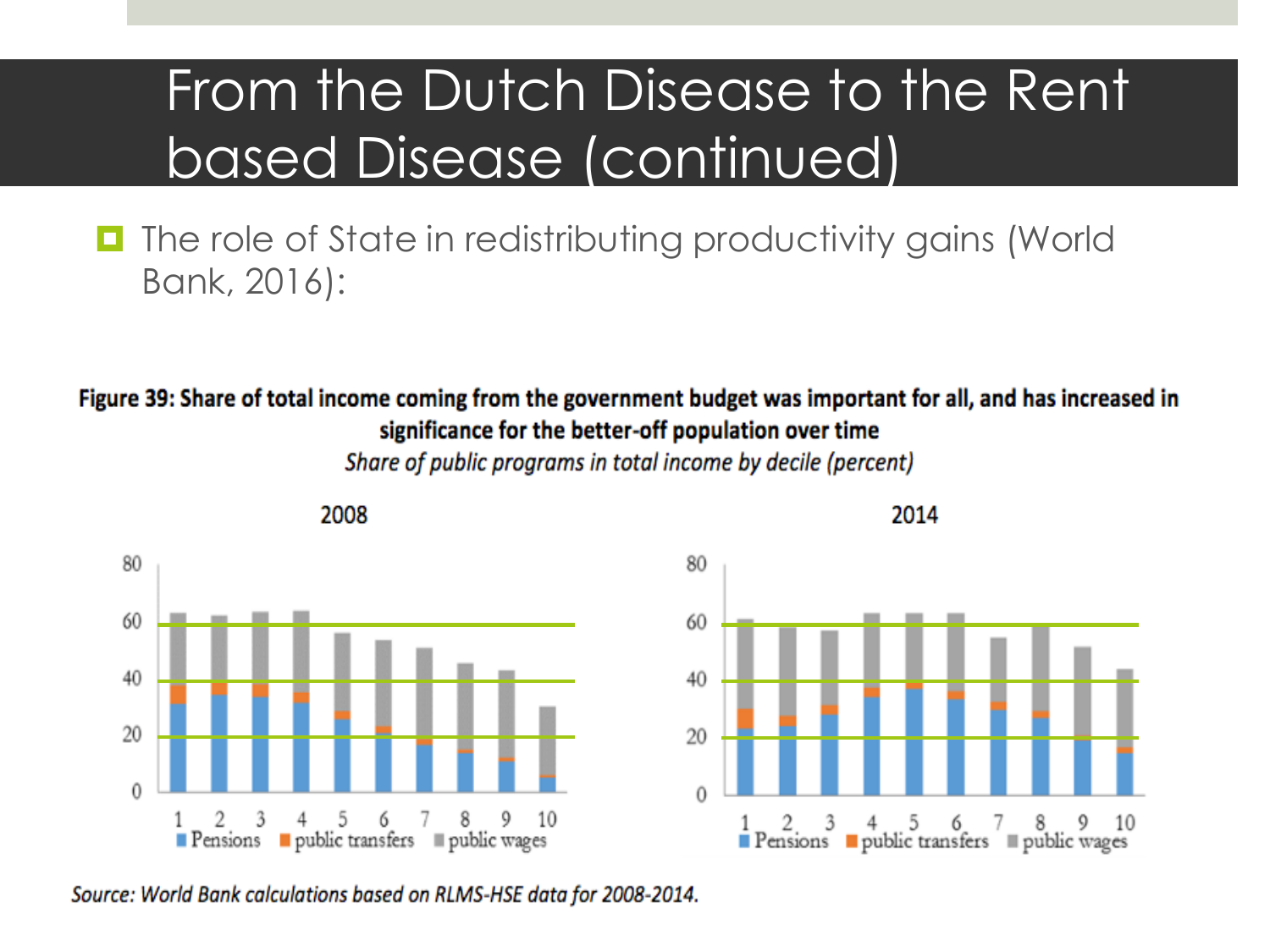# From the Dutch Disease to the Rent based Disease (continued)

- The role of State in redistributing productivity gains (World Bank, 2016):

**Figure 39: Share of total income coming from the government budget was important for all, and has increased in significance for the better-off population over time**

*Share of public programs in total income by decile (percent)*

*Source: World Bank calculations based on RLMS-HSE data for 2008-2014.*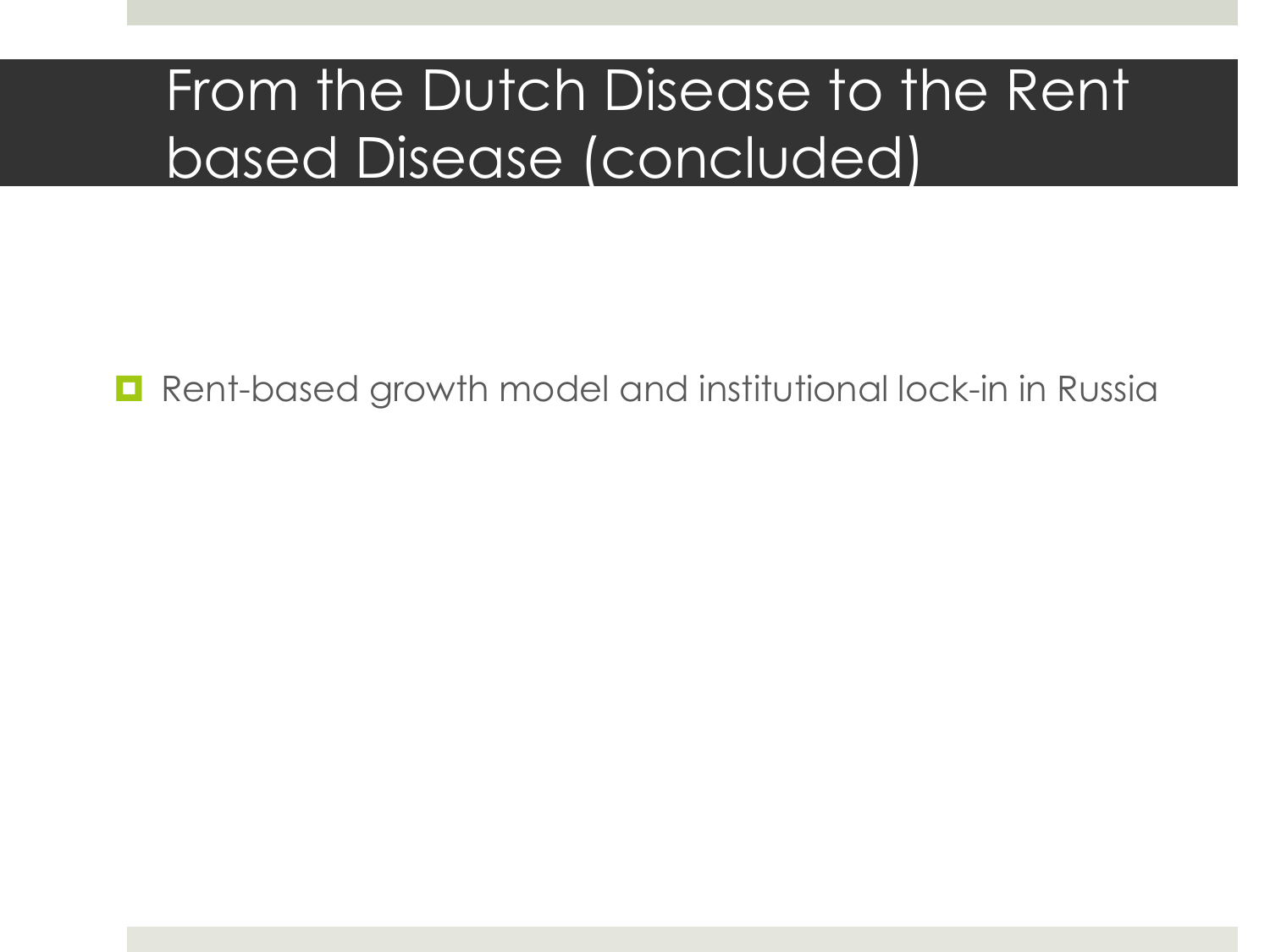# From the Dutch Disease to the Rent based Disease (concluded)

- Rent-based growth model and institutional lock-in in Russia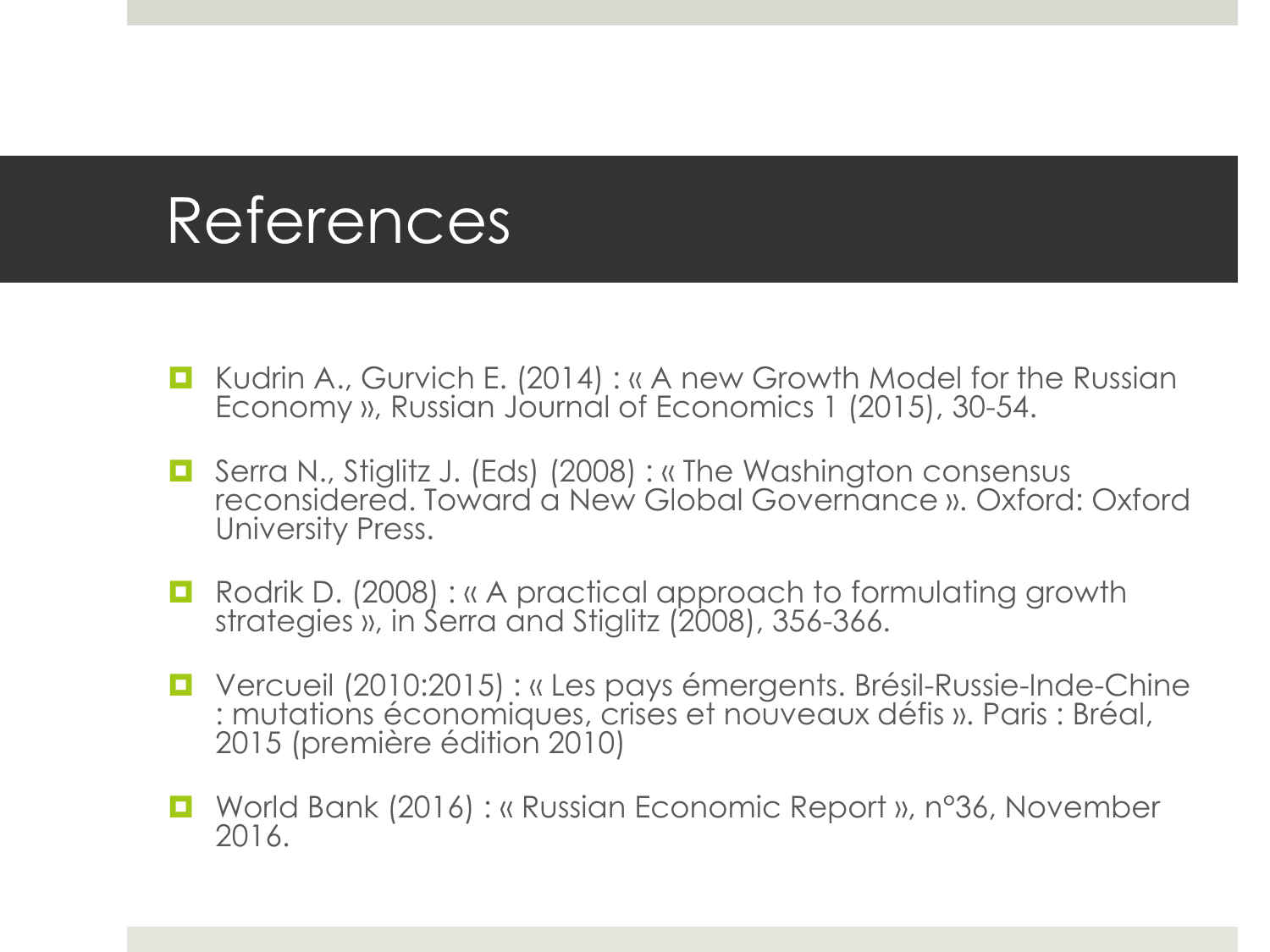# References

- Kudrin A., Gurvich E. (2014) : « A new Growth Model for the Russian Economy », Russian Journal of Economics 1 (2015), 30-54.
- Serra N., Stiglitz J. (Eds) (2008) : « The Washington consensus reconsidered. Toward a New Global Governance ». Oxford: Oxford University Press.
- Rodrik D. (2008) : « A practical approach to formulating growth strategies », in Serra and Stiglitz (2008), 356-366.
- Vercueil (2010:2015) : « Les pays émergents. Brésil-Russie-Inde-Chine : mutations économiques, crises et nouveaux défis ». Paris : Bréal, 2015 (première édition 2010)
- World Bank (2016) : « Russian Economic Report », n°36, November 2016.